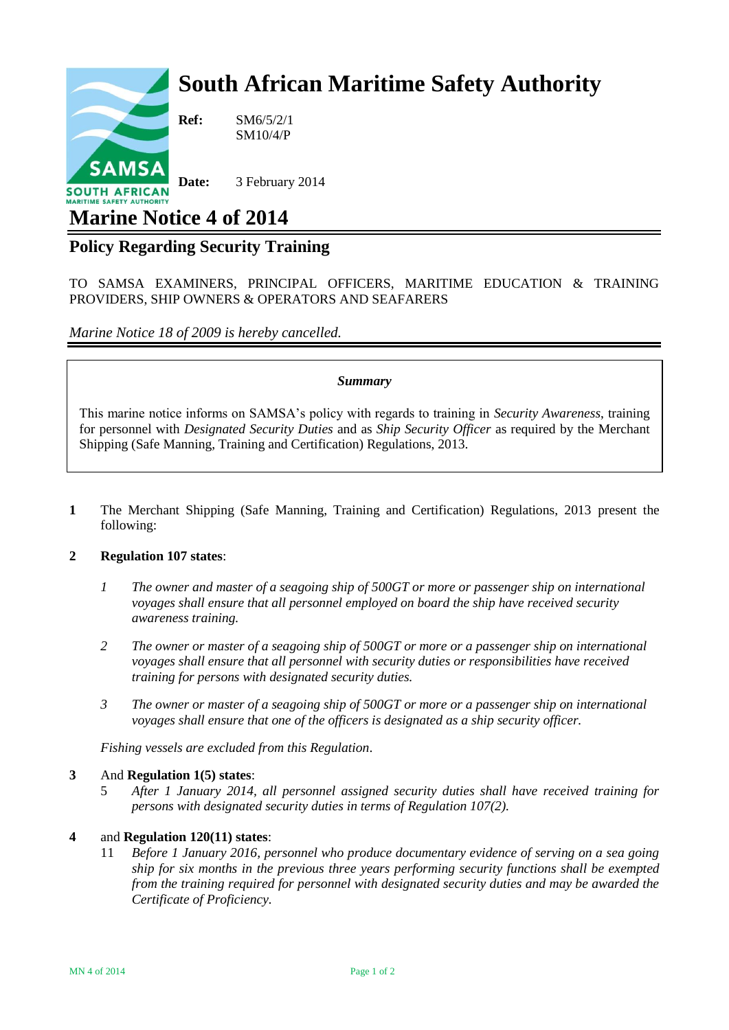# South African Maritime Safety Authority

**Ref:** SM6/5/2/1
SM10/4/P

**Date:** 3 February 2014

# Marine Notice 4 of 2014

## Policy Regarding Security Training

TO SAMSA EXAMINERS, PRINCIPAL OFFICERS, MARITIME EDUCATION & TRAINING PROVIDERS, SHIP OWNERS & OPERATORS AND SEAFARERS

*Marine Notice 18 of 2009 is hereby cancelled.*

---

***Summary***

This marine notice informs on SAMSA's policy with regards to training in *Security Awareness*, training for personnel with *Designated Security Duties* and as *Ship Security Officer* as required by the Merchant Shipping (Safe Manning, Training and Certification) Regulations, 2013.

---

**1** The Merchant Shipping (Safe Manning, Training and Certification) Regulations, 2013 present the following:

**2** **Regulation 107 states**:

*1* *The owner and master of a seagoing ship of 500GT or more or passenger ship on international voyages shall ensure that all personnel employed on board the ship have received security awareness training.*

*2* *The owner or master of a seagoing ship of 500GT or more or a passenger ship on international voyages shall ensure that all personnel with security duties or responsibilities have received training for persons with designated security duties.*

*3* *The owner or master of a seagoing ship of 500GT or more or a passenger ship on international voyages shall ensure that one of the officers is designated as a ship security officer.*

*Fishing vessels are excluded from this Regulation*.

**3** And **Regulation 1(5) states**:

5 *After 1 January 2014, all personnel assigned security duties shall have received training for persons with designated security duties in terms of Regulation 107(2).*

**4** and **Regulation 120(11) states**:

11 *Before 1 January 2016, personnel who produce documentary evidence of serving on a sea going ship for six months in the previous three years performing security functions shall be exempted from the training required for personnel with designated security duties and may be awarded the Certificate of Proficiency.*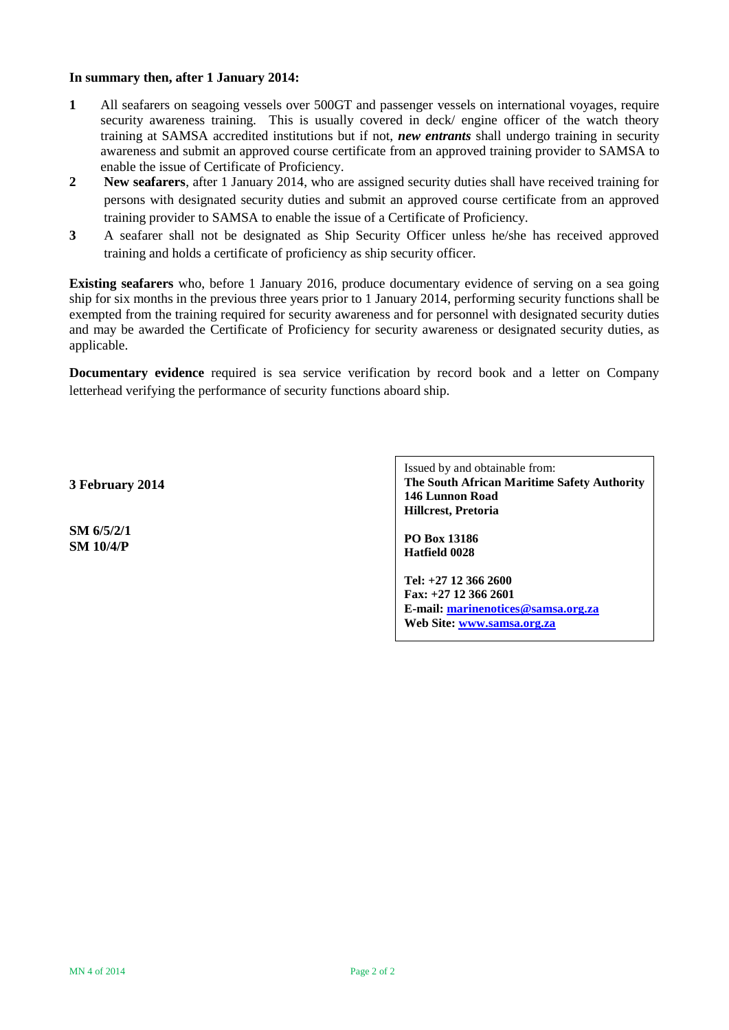**In summary then, after 1 January 2014:**

1. All seafarers on seagoing vessels over 500GT and passenger vessels on international voyages, require security awareness training. This is usually covered in deck/ engine officer of the watch theory training at SAMSA accredited institutions but if not, ***new entrants*** shall undergo training in security awareness and submit an approved course certificate from an approved training provider to SAMSA to enable the issue of Certificate of Proficiency.
2. **New seafarers**, after 1 January 2014, who are assigned security duties shall have received training for persons with designated security duties and submit an approved course certificate from an approved training provider to SAMSA to enable the issue of a Certificate of Proficiency.
3. A seafarer shall not be designated as Ship Security Officer unless he/she has received approved training and holds a certificate of proficiency as ship security officer.

**Existing seafarers** who, before 1 January 2016, produce documentary evidence of serving on a sea going ship for six months in the previous three years prior to 1 January 2014, performing security functions shall be exempted from the training required for security awareness and for personnel with designated security duties and may be awarded the Certificate of Proficiency for security awareness or designated security duties, as applicable.

**Documentary evidence** required is sea service verification by record book and a letter on Company letterhead verifying the performance of security functions aboard ship.

**3 February 2014**

**SM 6/5/2/1**
**SM 10/4/P**

Issued by and obtainable from:
**The South African Maritime Safety Authority**
**146 Lunnon Road**
**Hillcrest, Pretoria**

**PO Box 13186**
**Hatfield 0028**

**Tel: +27 12 366 2600**
**Fax: +27 12 366 2601**
**E-mail: marinenotices@samsa.org.za**
**Web Site: www.samsa.org.za**